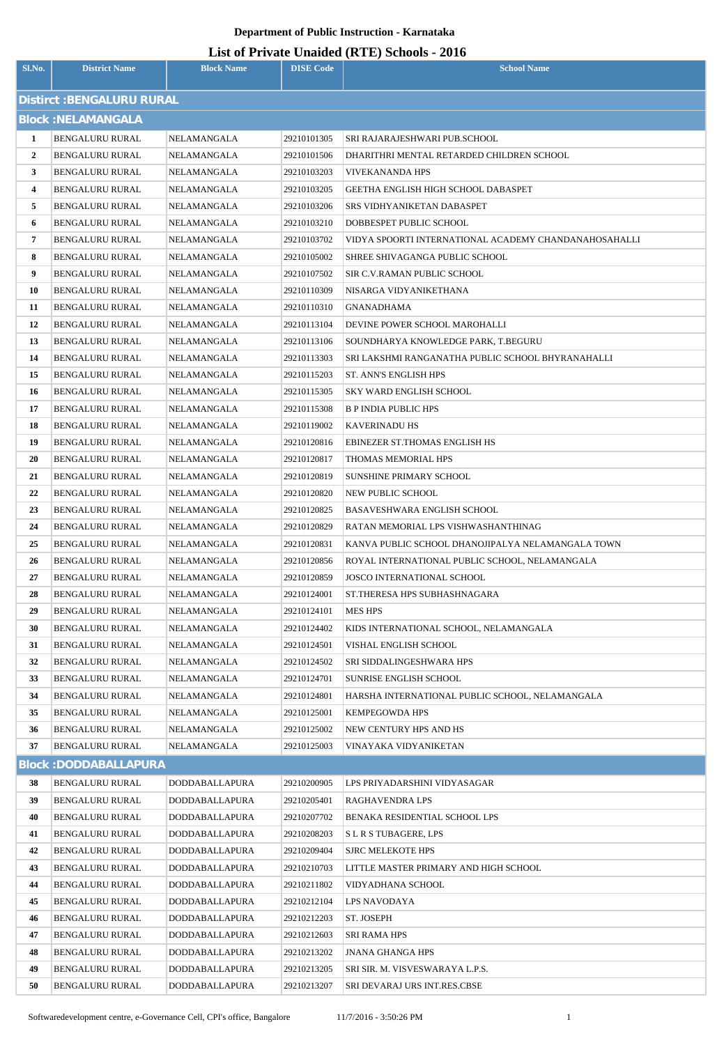**Department of Public Instruction - Karnataka**

# List of Private Unaided (RTE) Schools - 2016

| Sl.No. | District Name | Block Name | DISE Code | School Name |
|---|---|---|---|---|
| **Distirct :BENGALURU RURAL** | | | | |
| **Block :NELAMANGALA** | | | | |
| 1 | BENGALURU RURAL | NELAMANGALA | 29210101305 | SRI RAJARAJESHWARI PUB.SCHOOL |
| 2 | BENGALURU RURAL | NELAMANGALA | 29210101506 | DHARITHRI MENTAL RETARDED CHILDREN SCHOOL |
| 3 | BENGALURU RURAL | NELAMANGALA | 29210103203 | VIVEKANANDA HPS |
| 4 | BENGALURU RURAL | NELAMANGALA | 29210103205 | GEETHA ENGLISH HIGH SCHOOL DABASPET |
| 5 | BENGALURU RURAL | NELAMANGALA | 29210103206 | SRS VIDHYANIKETAN DABASPET |
| 6 | BENGALURU RURAL | NELAMANGALA | 29210103210 | DOBBESPET PUBLIC SCHOOL |
| 7 | BENGALURU RURAL | NELAMANGALA | 29210103702 | VIDYA SPOORTI INTERNATIONAL ACADEMY CHANDANAHOSAHALLI |
| 8 | BENGALURU RURAL | NELAMANGALA | 29210105002 | SHREE SHIVAGANGA PUBLIC SCHOOL |
| 9 | BENGALURU RURAL | NELAMANGALA | 29210107502 | SIR C.V.RAMAN PUBLIC SCHOOL |
| 10 | BENGALURU RURAL | NELAMANGALA | 29210110309 | NISARGA VIDYANIKETHANA |
| 11 | BENGALURU RURAL | NELAMANGALA | 29210110310 | GNANADHAMA |
| 12 | BENGALURU RURAL | NELAMANGALA | 29210113104 | DEVINE POWER SCHOOL MAROHALLI |
| 13 | BENGALURU RURAL | NELAMANGALA | 29210113106 | SOUNDHARYA KNOWLEDGE PARK, T.BEGURU |
| 14 | BENGALURU RURAL | NELAMANGALA | 29210113303 | SRI LAKSHMI RANGANATHA PUBLIC SCHOOL BHYRANAHALLI |
| 15 | BENGALURU RURAL | NELAMANGALA | 29210115203 | ST. ANN'S ENGLISH HPS |
| 16 | BENGALURU RURAL | NELAMANGALA | 29210115305 | SKY WARD ENGLISH SCHOOL |
| 17 | BENGALURU RURAL | NELAMANGALA | 29210115308 | B P INDIA PUBLIC HPS |
| 18 | BENGALURU RURAL | NELAMANGALA | 29210119002 | KAVERINADU HS |
| 19 | BENGALURU RURAL | NELAMANGALA | 29210120816 | EBINEZER ST.THOMAS ENGLISH HS |
| 20 | BENGALURU RURAL | NELAMANGALA | 29210120817 | THOMAS MEMORIAL HPS |
| 21 | BENGALURU RURAL | NELAMANGALA | 29210120819 | SUNSHINE PRIMARY SCHOOL |
| 22 | BENGALURU RURAL | NELAMANGALA | 29210120820 | NEW PUBLIC SCHOOL |
| 23 | BENGALURU RURAL | NELAMANGALA | 29210120825 | BASAVESHWARA ENGLISH SCHOOL |
| 24 | BENGALURU RURAL | NELAMANGALA | 29210120829 | RATAN MEMORIAL LPS VISHWASHANTHINAG |
| 25 | BENGALURU RURAL | NELAMANGALA | 29210120831 | KANVA PUBLIC SCHOOL DHANOJIPALYA NELAMANGALA TOWN |
| 26 | BENGALURU RURAL | NELAMANGALA | 29210120856 | ROYAL INTERNATIONAL PUBLIC SCHOOL, NELAMANGALA |
| 27 | BENGALURU RURAL | NELAMANGALA | 29210120859 | JOSCO INTERNATIONAL SCHOOL |
| 28 | BENGALURU RURAL | NELAMANGALA | 29210124001 | ST.THERESA HPS SUBHASHNAGARA |
| 29 | BENGALURU RURAL | NELAMANGALA | 29210124101 | MES HPS |
| 30 | BENGALURU RURAL | NELAMANGALA | 29210124402 | KIDS INTERNATIONAL SCHOOL, NELAMANGALA |
| 31 | BENGALURU RURAL | NELAMANGALA | 29210124501 | VISHAL ENGLISH SCHOOL |
| 32 | BENGALURU RURAL | NELAMANGALA | 29210124502 | SRI SIDDALINGESHWARA HPS |
| 33 | BENGALURU RURAL | NELAMANGALA | 29210124701 | SUNRISE ENGLISH SCHOOL |
| 34 | BENGALURU RURAL | NELAMANGALA | 29210124801 | HARSHA INTERNATIONAL PUBLIC SCHOOL, NELAMANGALA |
| 35 | BENGALURU RURAL | NELAMANGALA | 29210125001 | KEMPEGOWDA HPS |
| 36 | BENGALURU RURAL | NELAMANGALA | 29210125002 | NEW CENTURY HPS AND HS |
| 37 | BENGALURU RURAL | NELAMANGALA | 29210125003 | VINAYAKA VIDYANIKETAN |
| **Block :DODDABALLAPURA** | | | | |
| 38 | BENGALURU RURAL | DODDABALLAPURA | 29210200905 | LPS PRIYADARSHINI VIDYASAGAR |
| 39 | BENGALURU RURAL | DODDABALLAPURA | 29210205401 | RAGHAVENDRA LPS |
| 40 | BENGALURU RURAL | DODDABALLAPURA | 29210207702 | BENAKA RESIDENTIAL SCHOOL LPS |
| 41 | BENGALURU RURAL | DODDABALLAPURA | 29210208203 | S L R S TUBAGERE, LPS |
| 42 | BENGALURU RURAL | DODDABALLAPURA | 29210209404 | SJRC MELEKOTE HPS |
| 43 | BENGALURU RURAL | DODDABALLAPURA | 29210210703 | LITTLE MASTER PRIMARY AND HIGH SCHOOL |
| 44 | BENGALURU RURAL | DODDABALLAPURA | 29210211802 | VIDYADHANA SCHOOL |
| 45 | BENGALURU RURAL | DODDABALLAPURA | 29210212104 | LPS NAVODAYA |
| 46 | BENGALURU RURAL | DODDABALLAPURA | 29210212203 | ST. JOSEPH |
| 47 | BENGALURU RURAL | DODDABALLAPURA | 29210212603 | SRI RAMA HPS |
| 48 | BENGALURU RURAL | DODDABALLAPURA | 29210213202 | JNANA GHANGA HPS |
| 49 | BENGALURU RURAL | DODDABALLAPURA | 29210213205 | SRI SIR. M. VISVESWARAYA L.P.S. |
| 50 | BENGALURU RURAL | DODDABALLAPURA | 29210213207 | SRI DEVARAJ URS INT.RES.CBSE |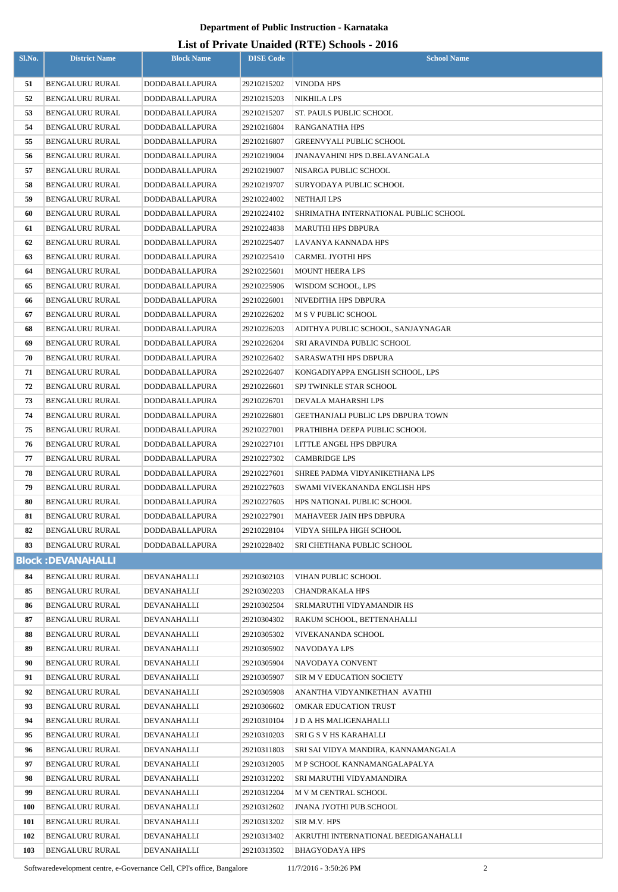# Department of Public Instruction - Karnataka

## List of Private Unaided (RTE) Schools - 2016

| Sl.No. | District Name | Block Name | DISE Code | School Name |
|---|---|---|---|---|
| 51 | BENGALURU RURAL | DODDABALLAPURA | 29210215202 | VINODA HPS |
| 52 | BENGALURU RURAL | DODDABALLAPURA | 29210215203 | NIKHILA LPS |
| 53 | BENGALURU RURAL | DODDABALLAPURA | 29210215207 | ST. PAULS PUBLIC SCHOOL |
| 54 | BENGALURU RURAL | DODDABALLAPURA | 29210216804 | RANGANATHA HPS |
| 55 | BENGALURU RURAL | DODDABALLAPURA | 29210216807 | GREENVYALI PUBLIC SCHOOL |
| 56 | BENGALURU RURAL | DODDABALLAPURA | 29210219004 | JNANAVAHINI HPS D.BELAVANGALA |
| 57 | BENGALURU RURAL | DODDABALLAPURA | 29210219007 | NISARGA PUBLIC SCHOOL |
| 58 | BENGALURU RURAL | DODDABALLAPURA | 29210219707 | SURYODAYA PUBLIC SCHOOL |
| 59 | BENGALURU RURAL | DODDABALLAPURA | 29210224002 | NETHAJI LPS |
| 60 | BENGALURU RURAL | DODDABALLAPURA | 29210224102 | SHRIMATHA INTERNATIONAL PUBLIC SCHOOL |
| 61 | BENGALURU RURAL | DODDABALLAPURA | 29210224838 | MARUTHI HPS DBPURA |
| 62 | BENGALURU RURAL | DODDABALLAPURA | 29210225407 | LAVANYA KANNADA HPS |
| 63 | BENGALURU RURAL | DODDABALLAPURA | 29210225410 | CARMEL JYOTHI HPS |
| 64 | BENGALURU RURAL | DODDABALLAPURA | 29210225601 | MOUNT HEERA LPS |
| 65 | BENGALURU RURAL | DODDABALLAPURA | 29210225906 | WISDOM SCHOOL, LPS |
| 66 | BENGALURU RURAL | DODDABALLAPURA | 29210226001 | NIVEDITHA HPS DBPURA |
| 67 | BENGALURU RURAL | DODDABALLAPURA | 29210226202 | M S V PUBLIC SCHOOL |
| 68 | BENGALURU RURAL | DODDABALLAPURA | 29210226203 | ADITHYA PUBLIC SCHOOL, SANJAYNAGAR |
| 69 | BENGALURU RURAL | DODDABALLAPURA | 29210226204 | SRI ARAVINDA PUBLIC SCHOOL |
| 70 | BENGALURU RURAL | DODDABALLAPURA | 29210226402 | SARASWATHI HPS DBPURA |
| 71 | BENGALURU RURAL | DODDABALLAPURA | 29210226407 | KONGADIYAPPA ENGLISH SCHOOL, LPS |
| 72 | BENGALURU RURAL | DODDABALLAPURA | 29210226601 | SPJ TWINKLE STAR SCHOOL |
| 73 | BENGALURU RURAL | DODDABALLAPURA | 29210226701 | DEVALA MAHARSHI LPS |
| 74 | BENGALURU RURAL | DODDABALLAPURA | 29210226801 | GEETHANJALI PUBLIC LPS DBPURA TOWN |
| 75 | BENGALURU RURAL | DODDABALLAPURA | 29210227001 | PRATHIBHA DEEPA PUBLIC SCHOOL |
| 76 | BENGALURU RURAL | DODDABALLAPURA | 29210227101 | LITTLE ANGEL HPS DBPURA |
| 77 | BENGALURU RURAL | DODDABALLAPURA | 29210227302 | CAMBRIDGE LPS |
| 78 | BENGALURU RURAL | DODDABALLAPURA | 29210227601 | SHREE PADMA VIDYANIKETHANA LPS |
| 79 | BENGALURU RURAL | DODDABALLAPURA | 29210227603 | SWAMI VIVEKANANDA ENGLISH HPS |
| 80 | BENGALURU RURAL | DODDABALLAPURA | 29210227605 | HPS NATIONAL PUBLIC SCHOOL |
| 81 | BENGALURU RURAL | DODDABALLAPURA | 29210227901 | MAHAVEER JAIN HPS DBPURA |
| 82 | BENGALURU RURAL | DODDABALLAPURA | 29210228104 | VIDYA SHILPA HIGH SCHOOL |
| 83 | BENGALURU RURAL | DODDABALLAPURA | 29210228402 | SRI CHETHANA PUBLIC SCHOOL |
| **Block :DEVANAHALLI** | | | | |
| 84 | BENGALURU RURAL | DEVANAHALLI | 29210302103 | VIHAN PUBLIC SCHOOL |
| 85 | BENGALURU RURAL | DEVANAHALLI | 29210302203 | CHANDRAKALA HPS |
| 86 | BENGALURU RURAL | DEVANAHALLI | 29210302504 | SRI.MARUTHI VIDYAMANDIR HS |
| 87 | BENGALURU RURAL | DEVANAHALLI | 29210304302 | RAKUM SCHOOL, BETTENAHALLI |
| 88 | BENGALURU RURAL | DEVANAHALLI | 29210305302 | VIVEKANANDA SCHOOL |
| 89 | BENGALURU RURAL | DEVANAHALLI | 29210305902 | NAVODAYA LPS |
| 90 | BENGALURU RURAL | DEVANAHALLI | 29210305904 | NAVODAYA CONVENT |
| 91 | BENGALURU RURAL | DEVANAHALLI | 29210305907 | SIR M V EDUCATION SOCIETY |
| 92 | BENGALURU RURAL | DEVANAHALLI | 29210305908 | ANANTHA VIDYANIKETHAN AVATHI |
| 93 | BENGALURU RURAL | DEVANAHALLI | 29210306602 | OMKAR EDUCATION TRUST |
| 94 | BENGALURU RURAL | DEVANAHALLI | 29210310104 | J D A HS MALIGENAHALLI |
| 95 | BENGALURU RURAL | DEVANAHALLI | 29210310203 | SRI G S V HS KARAHALLI |
| 96 | BENGALURU RURAL | DEVANAHALLI | 29210311803 | SRI SAI VIDYA MANDIRA, KANNAMANGALA |
| 97 | BENGALURU RURAL | DEVANAHALLI | 29210312005 | M P SCHOOL KANNAMANGALAPALYA |
| 98 | BENGALURU RURAL | DEVANAHALLI | 29210312202 | SRI MARUTHI VIDYAMANDIRA |
| 99 | BENGALURU RURAL | DEVANAHALLI | 29210312204 | M V M CENTRAL SCHOOL |
| 100 | BENGALURU RURAL | DEVANAHALLI | 29210312602 | JNANA JYOTHI PUB.SCHOOL |
| 101 | BENGALURU RURAL | DEVANAHALLI | 29210313202 | SIR M.V. HPS |
| 102 | BENGALURU RURAL | DEVANAHALLI | 29210313402 | AKRUTHI INTERNATIONAL BEEDIGANAHALLI |
| 103 | BENGALURU RURAL | DEVANAHALLI | 29210313502 | BHAGYODAYA HPS |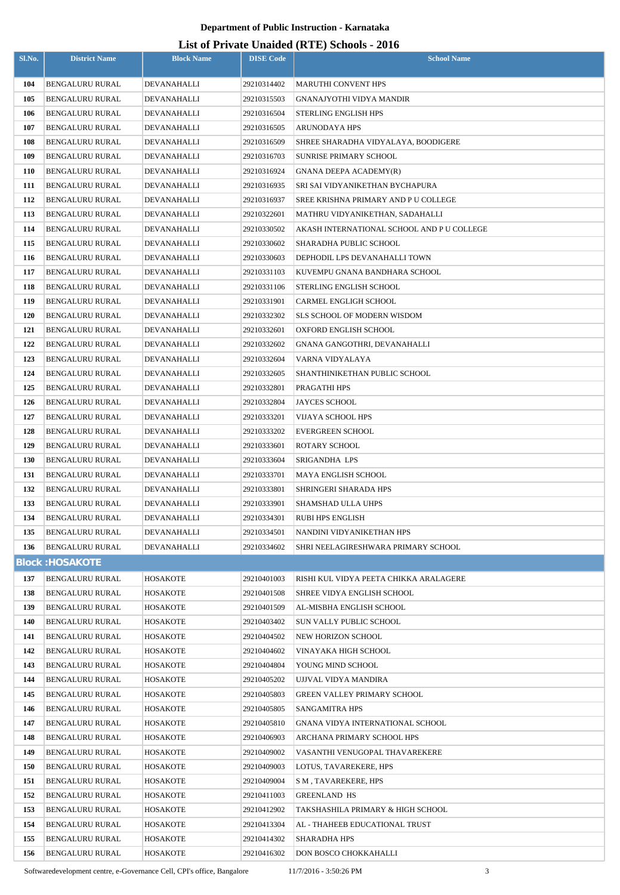# Department of Public Instruction - Karnataka

## List of Private Unaided (RTE) Schools - 2016

| Sl.No. | District Name | Block Name | DISE Code | School Name |
|---|---|---|---|---|
| 104 | BENGALURU RURAL | DEVANAHALLI | 29210314402 | MARUTHI CONVENT HPS |
| 105 | BENGALURU RURAL | DEVANAHALLI | 29210315503 | GNANAJYOTHI VIDYA MANDIR |
| 106 | BENGALURU RURAL | DEVANAHALLI | 29210316504 | STERLING ENGLISH HPS |
| 107 | BENGALURU RURAL | DEVANAHALLI | 29210316505 | ARUNODAYA HPS |
| 108 | BENGALURU RURAL | DEVANAHALLI | 29210316509 | SHREE SHARADHA VIDYALAYA, BOODIGERE |
| 109 | BENGALURU RURAL | DEVANAHALLI | 29210316703 | SUNRISE PRIMARY SCHOOL |
| 110 | BENGALURU RURAL | DEVANAHALLI | 29210316924 | GNANA DEEPA ACADEMY(R) |
| 111 | BENGALURU RURAL | DEVANAHALLI | 29210316935 | SRI SAI VIDYANIKETHAN BYCHAPURA |
| 112 | BENGALURU RURAL | DEVANAHALLI | 29210316937 | SREE KRISHNA PRIMARY AND P U COLLEGE |
| 113 | BENGALURU RURAL | DEVANAHALLI | 29210322601 | MATHRU VIDYANIKETHAN, SADAHALLI |
| 114 | BENGALURU RURAL | DEVANAHALLI | 29210330502 | AKASH INTERNATIONAL SCHOOL AND P U COLLEGE |
| 115 | BENGALURU RURAL | DEVANAHALLI | 29210330602 | SHARADHA PUBLIC SCHOOL |
| 116 | BENGALURU RURAL | DEVANAHALLI | 29210330603 | DEPHODIL LPS DEVANAHALLI TOWN |
| 117 | BENGALURU RURAL | DEVANAHALLI | 29210331103 | KUVEMPU GNANA BANDHARA SCHOOL |
| 118 | BENGALURU RURAL | DEVANAHALLI | 29210331106 | STERLING ENGLISH SCHOOL |
| 119 | BENGALURU RURAL | DEVANAHALLI | 29210331901 | CARMEL ENGLIGH SCHOOL |
| 120 | BENGALURU RURAL | DEVANAHALLI | 29210332302 | SLS SCHOOL OF MODERN WISDOM |
| 121 | BENGALURU RURAL | DEVANAHALLI | 29210332601 | OXFORD ENGLISH SCHOOL |
| 122 | BENGALURU RURAL | DEVANAHALLI | 29210332602 | GNANA GANGOTHRI, DEVANAHALLI |
| 123 | BENGALURU RURAL | DEVANAHALLI | 29210332604 | VARNA VIDYALAYA |
| 124 | BENGALURU RURAL | DEVANAHALLI | 29210332605 | SHANTHINIKETHAN PUBLIC SCHOOL |
| 125 | BENGALURU RURAL | DEVANAHALLI | 29210332801 | PRAGATHI HPS |
| 126 | BENGALURU RURAL | DEVANAHALLI | 29210332804 | JAYCES SCHOOL |
| 127 | BENGALURU RURAL | DEVANAHALLI | 29210333201 | VIJAYA SCHOOL HPS |
| 128 | BENGALURU RURAL | DEVANAHALLI | 29210333202 | EVERGREEN SCHOOL |
| 129 | BENGALURU RURAL | DEVANAHALLI | 29210333601 | ROTARY SCHOOL |
| 130 | BENGALURU RURAL | DEVANAHALLI | 29210333604 | SRIGANDHA LPS |
| 131 | BENGALURU RURAL | DEVANAHALLI | 29210333701 | MAYA ENGLISH SCHOOL |
| 132 | BENGALURU RURAL | DEVANAHALLI | 29210333801 | SHRINGERI SHARADA HPS |
| 133 | BENGALURU RURAL | DEVANAHALLI | 29210333901 | SHAMSHAD ULLA UHPS |
| 134 | BENGALURU RURAL | DEVANAHALLI | 29210334301 | RUBI HPS ENGLISH |
| 135 | BENGALURU RURAL | DEVANAHALLI | 29210334501 | NANDINI VIDYANIKETHAN HPS |
| 136 | BENGALURU RURAL | DEVANAHALLI | 29210334602 | SHRI NEELAGIRESHWARA PRIMARY SCHOOL |
| **Block :HOSAKOTE** | | | | |
| 137 | BENGALURU RURAL | HOSAKOTE | 29210401003 | RISHI KUL VIDYA PEETA CHIKKA ARALAGERE |
| 138 | BENGALURU RURAL | HOSAKOTE | 29210401508 | SHREE VIDYA ENGLISH SCHOOL |
| 139 | BENGALURU RURAL | HOSAKOTE | 29210401509 | AL-MISBHA ENGLISH SCHOOL |
| 140 | BENGALURU RURAL | HOSAKOTE | 29210403402 | SUN VALLY PUBLIC SCHOOL |
| 141 | BENGALURU RURAL | HOSAKOTE | 29210404502 | NEW HORIZON SCHOOL |
| 142 | BENGALURU RURAL | HOSAKOTE | 29210404602 | VINAYAKA HIGH SCHOOL |
| 143 | BENGALURU RURAL | HOSAKOTE | 29210404804 | YOUNG MIND SCHOOL |
| 144 | BENGALURU RURAL | HOSAKOTE | 29210405202 | UJJVAL VIDYA MANDIRA |
| 145 | BENGALURU RURAL | HOSAKOTE | 29210405803 | GREEN VALLEY PRIMARY SCHOOL |
| 146 | BENGALURU RURAL | HOSAKOTE | 29210405805 | SANGAMITRA HPS |
| 147 | BENGALURU RURAL | HOSAKOTE | 29210405810 | GNANA VIDYA INTERNATIONAL SCHOOL |
| 148 | BENGALURU RURAL | HOSAKOTE | 29210406903 | ARCHANA PRIMARY SCHOOL HPS |
| 149 | BENGALURU RURAL | HOSAKOTE | 29210409002 | VASANTHI VENUGOPAL THAVAREKERE |
| 150 | BENGALURU RURAL | HOSAKOTE | 29210409003 | LOTUS, TAVAREKERE, HPS |
| 151 | BENGALURU RURAL | HOSAKOTE | 29210409004 | S M , TAVAREKERE, HPS |
| 152 | BENGALURU RURAL | HOSAKOTE | 29210411003 | GREENLAND HS |
| 153 | BENGALURU RURAL | HOSAKOTE | 29210412902 | TAKSHASHILA PRIMARY & HIGH SCHOOL |
| 154 | BENGALURU RURAL | HOSAKOTE | 29210413304 | AL - THAHEEB EDUCATIONAL TRUST |
| 155 | BENGALURU RURAL | HOSAKOTE | 29210414302 | SHARADHA HPS |
| 156 | BENGALURU RURAL | HOSAKOTE | 29210416302 | DON BOSCO CHOKKAHALLI |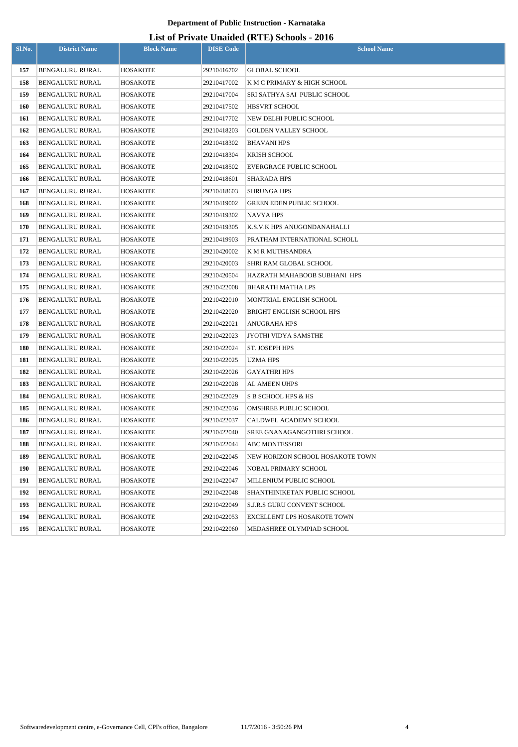**Department of Public Instruction - Karnataka**

## List of Private Unaided (RTE) Schools - 2016

| Sl.No. | District Name | Block Name | DISE Code | School Name |
|---|---|---|---|---|
| 157 | BENGALURU RURAL | HOSAKOTE | 29210416702 | GLOBAL SCHOOL |
| 158 | BENGALURU RURAL | HOSAKOTE | 29210417002 | K M C PRIMARY & HIGH SCHOOL |
| 159 | BENGALURU RURAL | HOSAKOTE | 29210417004 | SRI SATHYA SAI PUBLIC SCHOOL |
| 160 | BENGALURU RURAL | HOSAKOTE | 29210417502 | HBSVRT SCHOOL |
| 161 | BENGALURU RURAL | HOSAKOTE | 29210417702 | NEW DELHI PUBLIC SCHOOL |
| 162 | BENGALURU RURAL | HOSAKOTE | 29210418203 | GOLDEN VALLEY SCHOOL |
| 163 | BENGALURU RURAL | HOSAKOTE | 29210418302 | BHAVANI HPS |
| 164 | BENGALURU RURAL | HOSAKOTE | 29210418304 | KRISH SCHOOL |
| 165 | BENGALURU RURAL | HOSAKOTE | 29210418502 | EVERGRACE PUBLIC SCHOOL |
| 166 | BENGALURU RURAL | HOSAKOTE | 29210418601 | SHARADA HPS |
| 167 | BENGALURU RURAL | HOSAKOTE | 29210418603 | SHRUNGA HPS |
| 168 | BENGALURU RURAL | HOSAKOTE | 29210419002 | GREEN EDEN PUBLIC SCHOOL |
| 169 | BENGALURU RURAL | HOSAKOTE | 29210419302 | NAVYA HPS |
| 170 | BENGALURU RURAL | HOSAKOTE | 29210419305 | K.S.V.K HPS ANUGONDANAHALLI |
| 171 | BENGALURU RURAL | HOSAKOTE | 29210419903 | PRATHAM INTERNATIONAL SCHOLL |
| 172 | BENGALURU RURAL | HOSAKOTE | 29210420002 | K M R MUTHSANDRA |
| 173 | BENGALURU RURAL | HOSAKOTE | 29210420003 | SHRI RAM GLOBAL SCHOOL |
| 174 | BENGALURU RURAL | HOSAKOTE | 29210420504 | HAZRATH MAHABOOB SUBHANI HPS |
| 175 | BENGALURU RURAL | HOSAKOTE | 29210422008 | BHARATH MATHA LPS |
| 176 | BENGALURU RURAL | HOSAKOTE | 29210422010 | MONTRIAL ENGLISH SCHOOL |
| 177 | BENGALURU RURAL | HOSAKOTE | 29210422020 | BRIGHT ENGLISH SCHOOL HPS |
| 178 | BENGALURU RURAL | HOSAKOTE | 29210422021 | ANUGRAHA HPS |
| 179 | BENGALURU RURAL | HOSAKOTE | 29210422023 | JYOTHI VIDYA SAMSTHE |
| 180 | BENGALURU RURAL | HOSAKOTE | 29210422024 | ST. JOSEPH HPS |
| 181 | BENGALURU RURAL | HOSAKOTE | 29210422025 | UZMA HPS |
| 182 | BENGALURU RURAL | HOSAKOTE | 29210422026 | GAYATHRI HPS |
| 183 | BENGALURU RURAL | HOSAKOTE | 29210422028 | AL AMEEN UHPS |
| 184 | BENGALURU RURAL | HOSAKOTE | 29210422029 | S B SCHOOL HPS & HS |
| 185 | BENGALURU RURAL | HOSAKOTE | 29210422036 | OMSHREE PUBLIC SCHOOL |
| 186 | BENGALURU RURAL | HOSAKOTE | 29210422037 | CALDWEL ACADEMY SCHOOL |
| 187 | BENGALURU RURAL | HOSAKOTE | 29210422040 | SREE GNANAGANGOTHRI SCHOOL |
| 188 | BENGALURU RURAL | HOSAKOTE | 29210422044 | ABC MONTESSORI |
| 189 | BENGALURU RURAL | HOSAKOTE | 29210422045 | NEW HORIZON SCHOOL HOSAKOTE TOWN |
| 190 | BENGALURU RURAL | HOSAKOTE | 29210422046 | NOBAL PRIMARY SCHOOL |
| 191 | BENGALURU RURAL | HOSAKOTE | 29210422047 | MILLENIUM PUBLIC SCHOOL |
| 192 | BENGALURU RURAL | HOSAKOTE | 29210422048 | SHANTHINIKETAN PUBLIC SCHOOL |
| 193 | BENGALURU RURAL | HOSAKOTE | 29210422049 | S.J.R.S GURU CONVENT SCHOOL |
| 194 | BENGALURU RURAL | HOSAKOTE | 29210422053 | EXCELLENT LPS HOSAKOTE TOWN |
| 195 | BENGALURU RURAL | HOSAKOTE | 29210422060 | MEDASHREE OLYMPIAD SCHOOL |

Softwaredevelopment centre, e-Governance Cell, CPI's office, Bangalore    11/7/2016 - 3:50:26 PM